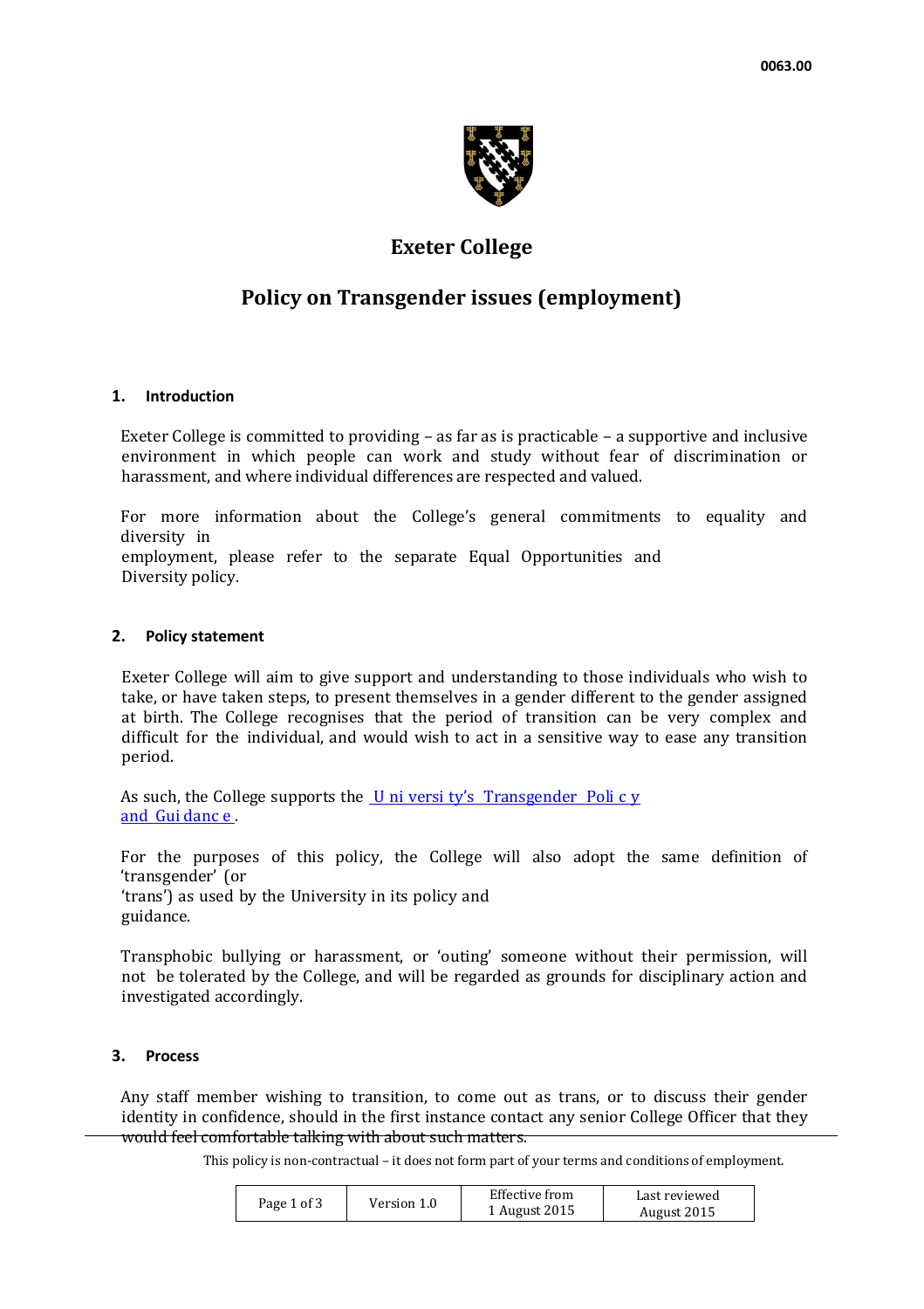0063.00

# Exeter College

## Policy on Transgender issues (employment)

### 1. Introduction

Exeter College is committed to providing – as far as is practicable – a supportive and inclusive environment in which people can work and study without fear of discrimination or harassment, and where individual differences are respected and valued.

For more information about the College's general commitments to equality and diversity in employment, please refer to the separate Equal Opportunities and Diversity policy.

### 2. Policy statement

Exeter College will aim to give support and understanding to those individuals who wish to take, or have taken steps, to present themselves in a gender different to the gender assigned at birth. The College recognises that the period of transition can be very complex and difficult for the individual, and would wish to act in a sensitive way to ease any transition period.

As such, the College supports the University's Transgender Policy and Guidance.

For the purposes of this policy, the College will also adopt the same definition of 'transgender' (or 'trans') as used by the University in its policy and guidance.

Transphobic bullying or harassment, or 'outing' someone without their permission, will not be tolerated by the College, and will be regarded as grounds for disciplinary action and investigated accordingly.

### 3. Process

Any staff member wishing to transition, to come out as trans, or to discuss their gender identity in confidence, should in the first instance contact any senior College Officer that they would feel comfortable talking with about such matters.

This policy is non-contractual – it does not form part of your terms and conditions of employment.

| Page 1 of 3 | Version 1.0 | Effective from 1 August 2015 | Last reviewed August 2015 |
|---|---|---|---|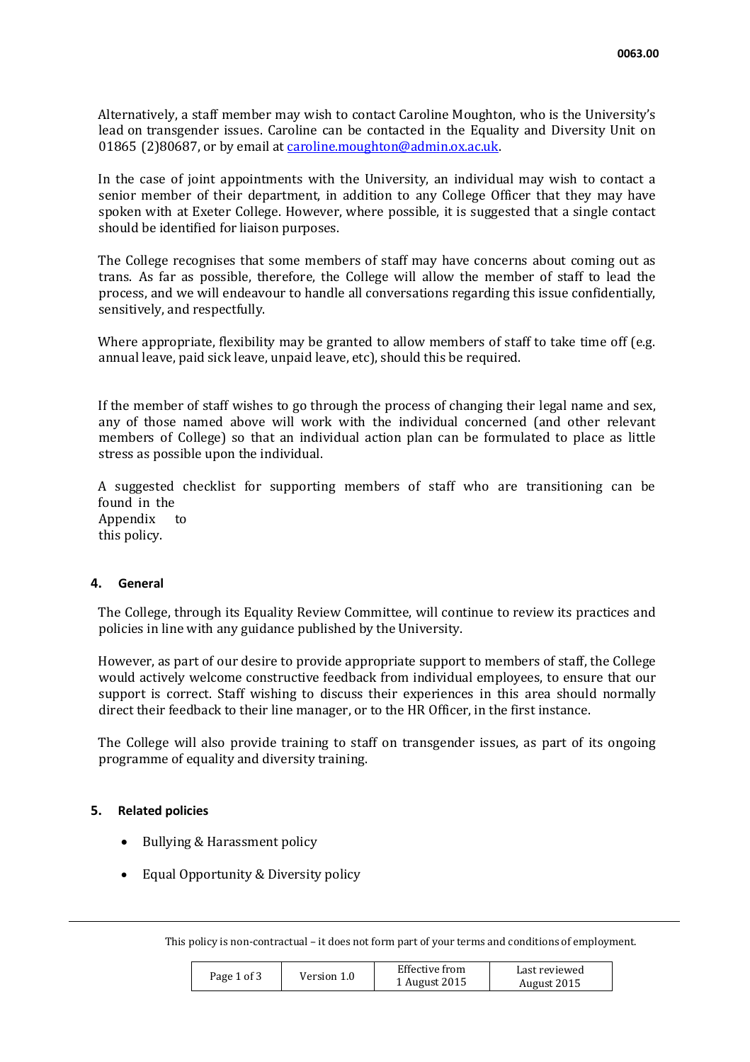Alternatively, a staff member may wish to contact Caroline Moughton, who is the University's lead on transgender issues. Caroline can be contacted in the Equality and Diversity Unit on 01865 (2)80687, or by email at [caroline.moughton@admin.ox.ac.uk](mailto:caroline.moughton@admin.ox.ac.uk).

In the case of joint appointments with the University, an individual may wish to contact a senior member of their department, in addition to any College Officer that they may have spoken with at Exeter College. However, where possible, it is suggested that a single contact should be identified for liaison purposes.

The College recognises that some members of staff may have concerns about coming out as trans. As far as possible, therefore, the College will allow the member of staff to lead the process, and we will endeavour to handle all conversations regarding this issue confidentially, sensitively, and respectfully.

Where appropriate, flexibility may be granted to allow members of staff to take time off (e.g. annual leave, paid sick leave, unpaid leave, etc), should this be required.

If the member of staff wishes to go through the process of changing their legal name and sex, any of those named above will work with the individual concerned (and other relevant members of College) so that an individual action plan can be formulated to place as little stress as possible upon the individual.

A suggested checklist for supporting members of staff who are transitioning can be found in the Appendix to this policy.

## 4. General

The College, through its Equality Review Committee, will continue to review its practices and policies in line with any guidance published by the University.

However, as part of our desire to provide appropriate support to members of staff, the College would actively welcome constructive feedback from individual employees, to ensure that our support is correct. Staff wishing to discuss their experiences in this area should normally direct their feedback to their line manager, or to the HR Officer, in the first instance.

The College will also provide training to staff on transgender issues, as part of its ongoing programme of equality and diversity training.

## 5. Related policies

- Bullying & Harassment policy
- Equal Opportunity & Diversity policy

This policy is non-contractual – it does not form part of your terms and conditions of employment.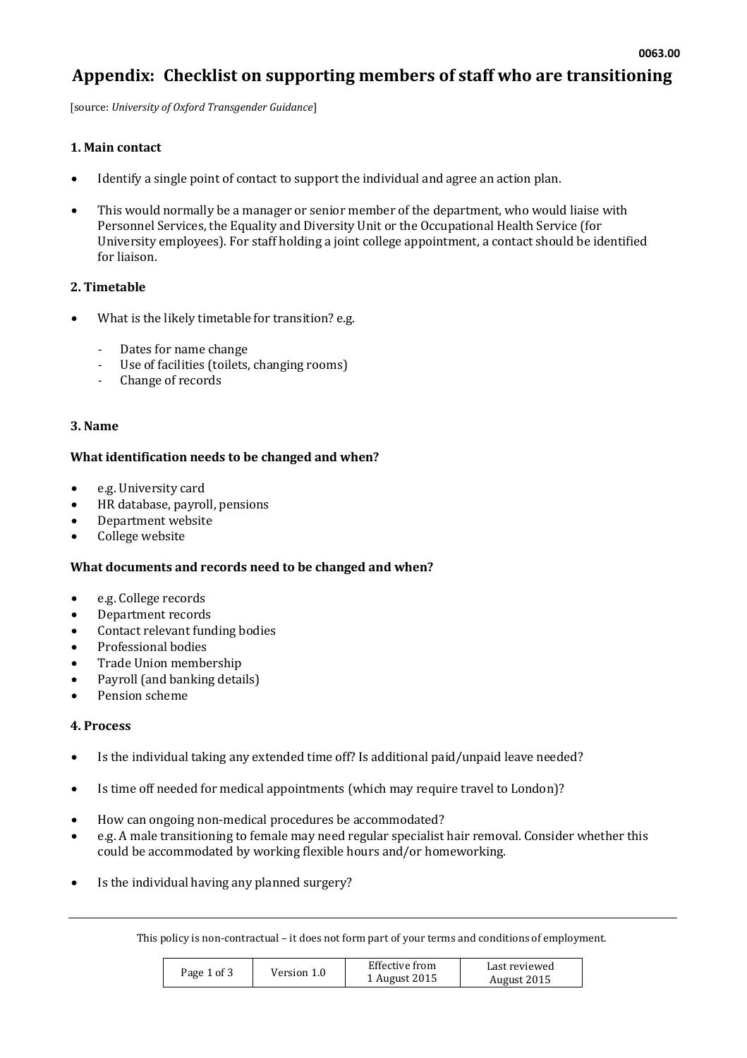# Appendix: Checklist on supporting members of staff who are transitioning

[source: *University of Oxford Transgender Guidance*]

### 1. Main contact

- Identify a single point of contact to support the individual and agree an action plan.
- This would normally be a manager or senior member of the department, who would liaise with Personnel Services, the Equality and Diversity Unit or the Occupational Health Service (for University employees). For staff holding a joint college appointment, a contact should be identified for liaison.

### 2. Timetable

- What is the likely timetable for transition? e.g.
  - Dates for name change
  - Use of facilities (toilets, changing rooms)
  - Change of records

### 3. Name

**What identification needs to be changed and when?**

- e.g. University card
- HR database, payroll, pensions
- Department website
- College website

**What documents and records need to be changed and when?**

- e.g. College records
- Department records
- Contact relevant funding bodies
- Professional bodies
- Trade Union membership
- Payroll (and banking details)
- Pension scheme

### 4. Process

- Is the individual taking any extended time off? Is additional paid/unpaid leave needed?
- Is time off needed for medical appointments (which may require travel to London)?
- How can ongoing non-medical procedures be accommodated?
- e.g. A male transitioning to female may need regular specialist hair removal. Consider whether this could be accommodated by working flexible hours and/or homeworking.
- Is the individual having any planned surgery?

This policy is non-contractual – it does not form part of your terms and conditions of employment.

| | | | |
|---|---|---|---|
| Page 1 of 3 | Version 1.0 | Effective from 1 August 2015 | Last reviewed August 2015 |